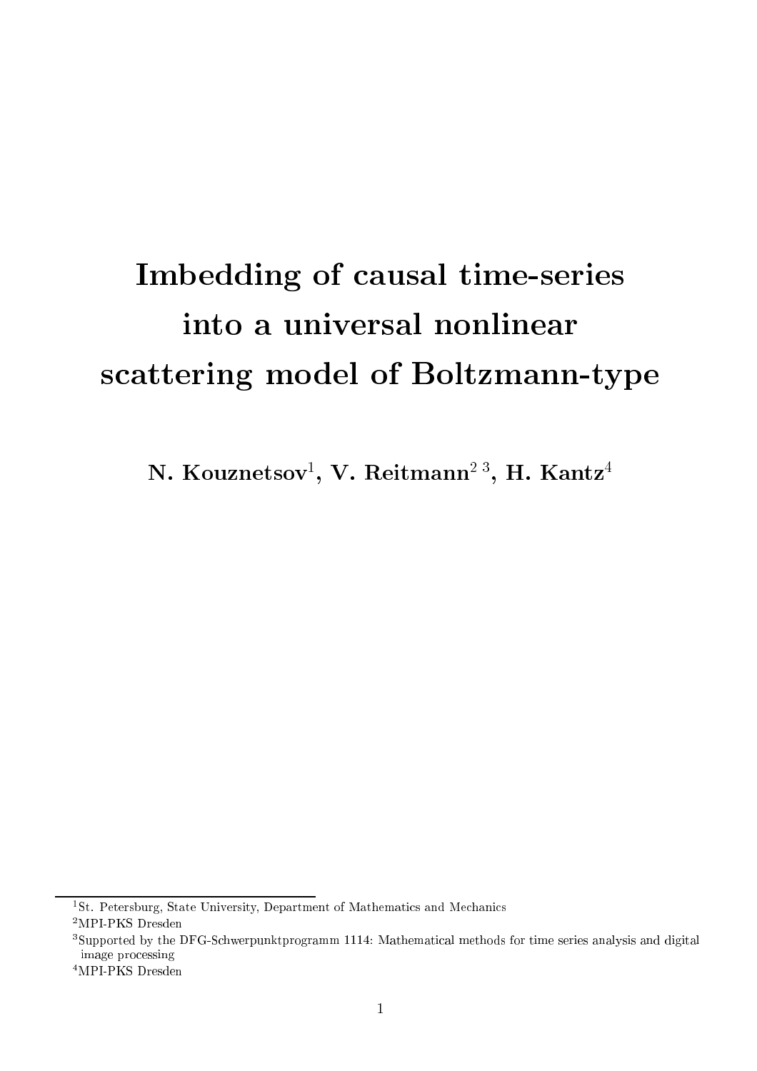# Imbedding of causal time-series into a universal nonlinear scattering model of Boltzmann-type

**N. Kouznetsov[1], V. Reitmann[2 3], H. Kantz[4]**

---

[1]St. Petersburg, State University, Department of Mathematics and Mechanics

[2]MPI-PKS Dresden

[3]Supported by the DFG-Schwerpunktprogramm 1114: Mathematical methods for time series analysis and digital image processing

[4]MPI-PKS Dresden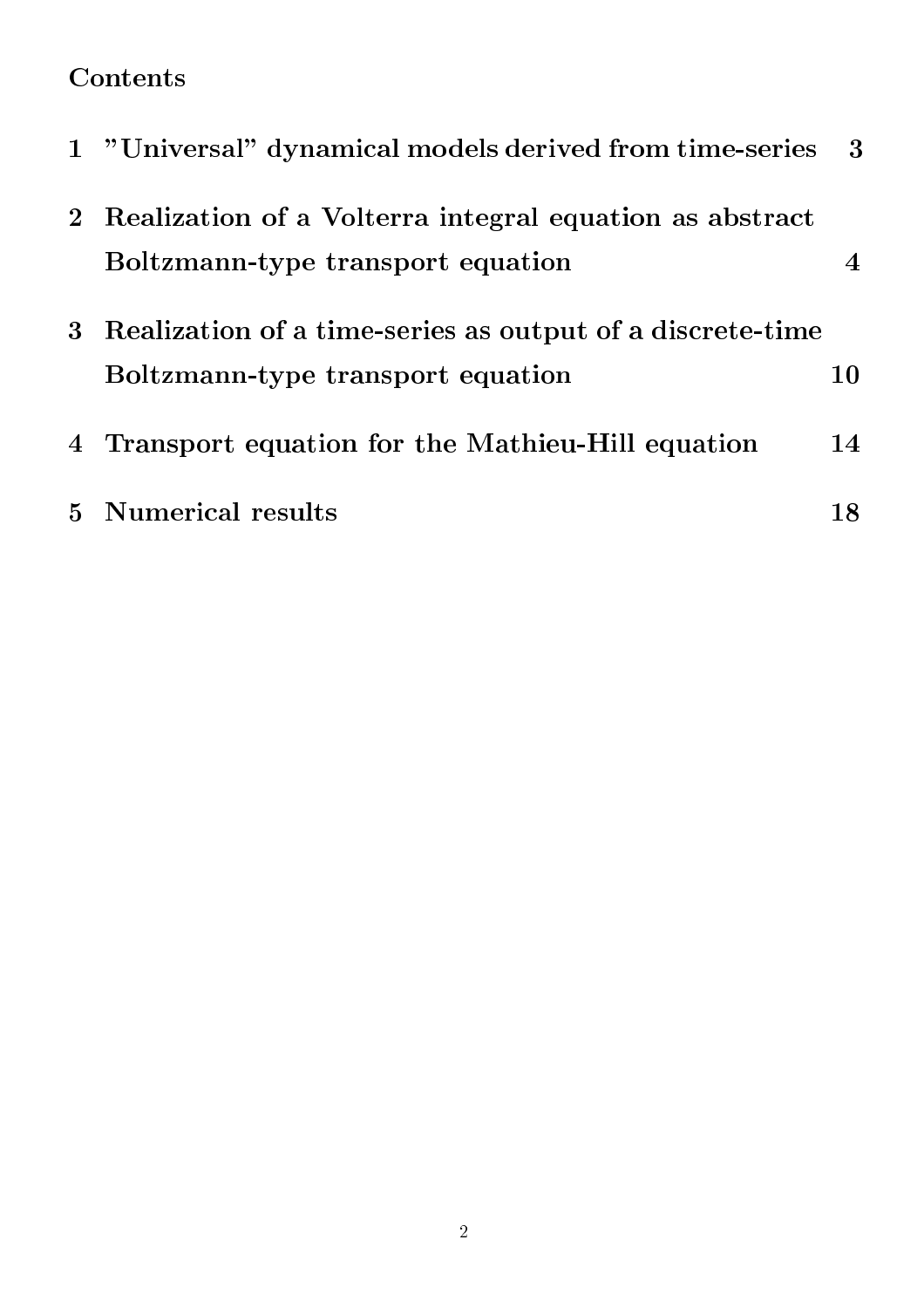# Contents

1 "Universal" dynamical models derived from time-series 3

2 Realization of a Volterra integral equation as abstract Boltzmann-type transport equation 4

3 Realization of a time-series as output of a discrete-time Boltzmann-type transport equation 10

4 Transport equation for the Mathieu-Hill equation 14

5 Numerical results 18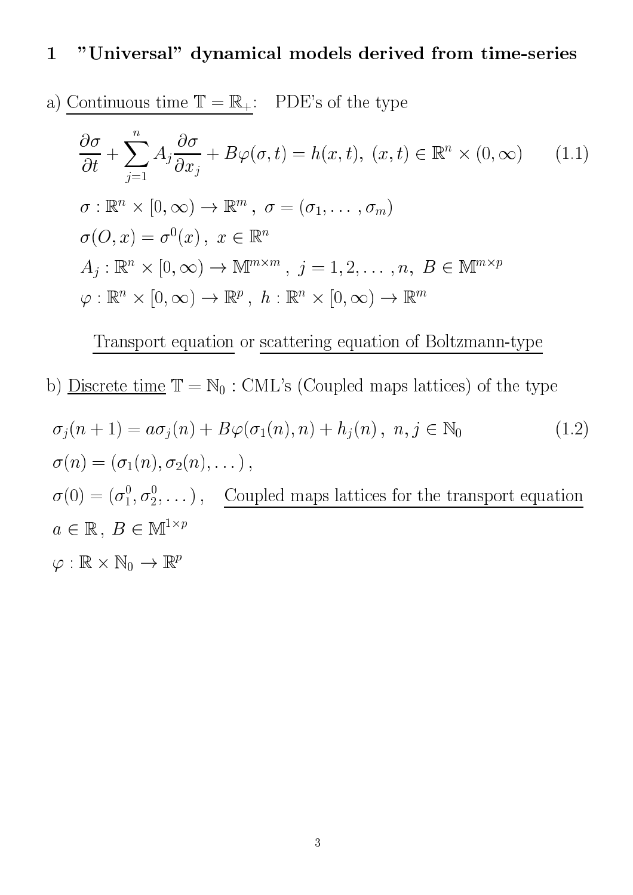# 1 "Universal" dynamical models derived from time-series

a) Continuous time $\mathbb{T} = \mathbb{R}_+$: PDE's of the type

$$\frac{\partial \sigma}{\partial t} + \sum_{j=1}^{n} A_j \frac{\partial \sigma}{\partial x_j} + B\varphi(\sigma, t) = h(x,t),\ (x,t) \in \mathbb{R}^n \times (0, \infty) \tag{1.1}$$

$$\sigma : \mathbb{R}^n \times [0, \infty) \to \mathbb{R}^m\,,\ \sigma = (\sigma_1, \dots, \sigma_m)$$

$$\sigma(O, x) = \sigma^0(x)\,,\ x \in \mathbb{R}^n$$

$$A_j : \mathbb{R}^n \times [0, \infty) \to \mathbb{M}^{m \times m}\,,\ j = 1, 2, \dots, n,\ B \in \mathbb{M}^{m \times p}$$

$$\varphi : \mathbb{R}^n \times [0, \infty) \to \mathbb{R}^p\,,\ h : \mathbb{R}^n \times [0, \infty) \to \mathbb{R}^m$$

Transport equation or scattering equation of Boltzmann-type

b) Discrete time $\mathbb{T} = \mathbb{N}_0$ : CML's (Coupled maps lattices) of the type

$$\sigma_j(n+1) = a\sigma_j(n) + B\varphi(\sigma_1(n), n) + h_j(n)\,,\ n, j \in \mathbb{N}_0 \tag{1.2}$$

$$\sigma(n) = (\sigma_1(n), \sigma_2(n), \dots)\,,$$

$\sigma(0) = (\sigma_1^0, \sigma_2^0, \dots)\,,$ Coupled maps lattices for the transport equation

$$a \in \mathbb{R}\,,\ B \in \mathbb{M}^{1 \times p}$$

$$\varphi : \mathbb{R} \times \mathbb{N}_0 \to \mathbb{R}^p$$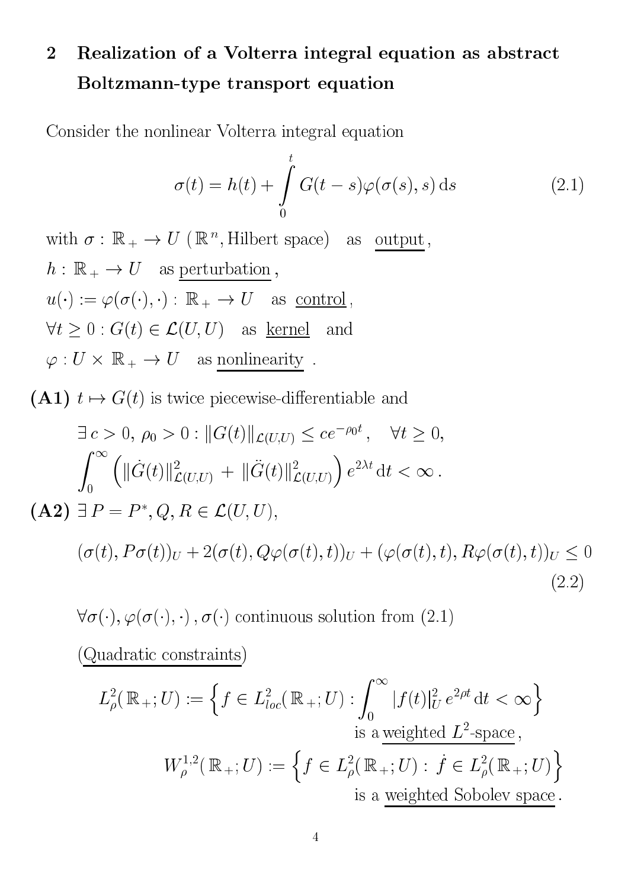## 2 Realization of a Volterra integral equation as abstract Boltzmann-type transport equation

Consider the nonlinear Volterra integral equation

$$\sigma(t) = h(t) + \int_0^t G(t-s)\varphi(\sigma(s), s)\,\mathrm{d}s \tag{2.1}$$

with $\sigma : \mathbb{R}_+ \to U$ ($\mathbb{R}^n$, Hilbert space) as <u>output</u>,

$h : \mathbb{R}_+ \to U$ as <u>perturbation</u>,

$u(\cdot) := \varphi(\sigma(\cdot), \cdot) : \mathbb{R}_+ \to U$ as <u>control</u>,

$\forall t \geq 0 : G(t) \in \mathcal{L}(U, U)$ as <u>kernel</u> and

$\varphi : U \times \mathbb{R}_+ \to U$ as <u>nonlinearity</u> .

**(A1)** $t \mapsto G(t)$ is twice piecewise-differentiable and

$$\exists\, c > 0,\ \rho_0 > 0 : \|G(t)\|_{\mathcal{L}(U,U)} \leq c e^{-\rho_0 t}, \quad \forall t \geq 0,$$

$$\int_0^\infty \left( \|\dot{G}(t)\|^2_{\mathcal{L}(U,U)} + \|\ddot{G}(t)\|^2_{\mathcal{L}(U,U)} \right) e^{2\lambda t}\,\mathrm{d}t < \infty\,.$$

**(A2)** $\exists\, P = P^*, Q, R \in \mathcal{L}(U, U)$,

$$(\sigma(t), P\sigma(t))_U + 2(\sigma(t), Q\varphi(\sigma(t), t))_U + (\varphi(\sigma(t), t), R\varphi(\sigma(t), t))_U \leq 0 \tag{2.2}$$

$\forall \sigma(\cdot), \varphi(\sigma(\cdot), \cdot)\,, \sigma(\cdot)$ continuous solution from (2.1)

(<u>Quadratic constraints</u>)

$$L^2_\rho(\mathbb{R}_+; U) := \left\{ f \in L^2_{loc}(\mathbb{R}_+; U) : \int_0^\infty |f(t)|^2_U\, e^{2\rho t}\,\mathrm{d}t < \infty \right\}$$

is a <u>weighted $L^2$-space</u>,

$$W^{1,2}_\rho(\mathbb{R}_+; U) := \left\{ f \in L^2_\rho(\mathbb{R}_+; U) : \dot{f} \in L^2_\rho(\mathbb{R}_+; U) \right\}$$

is a <u>weighted Sobolev space</u>.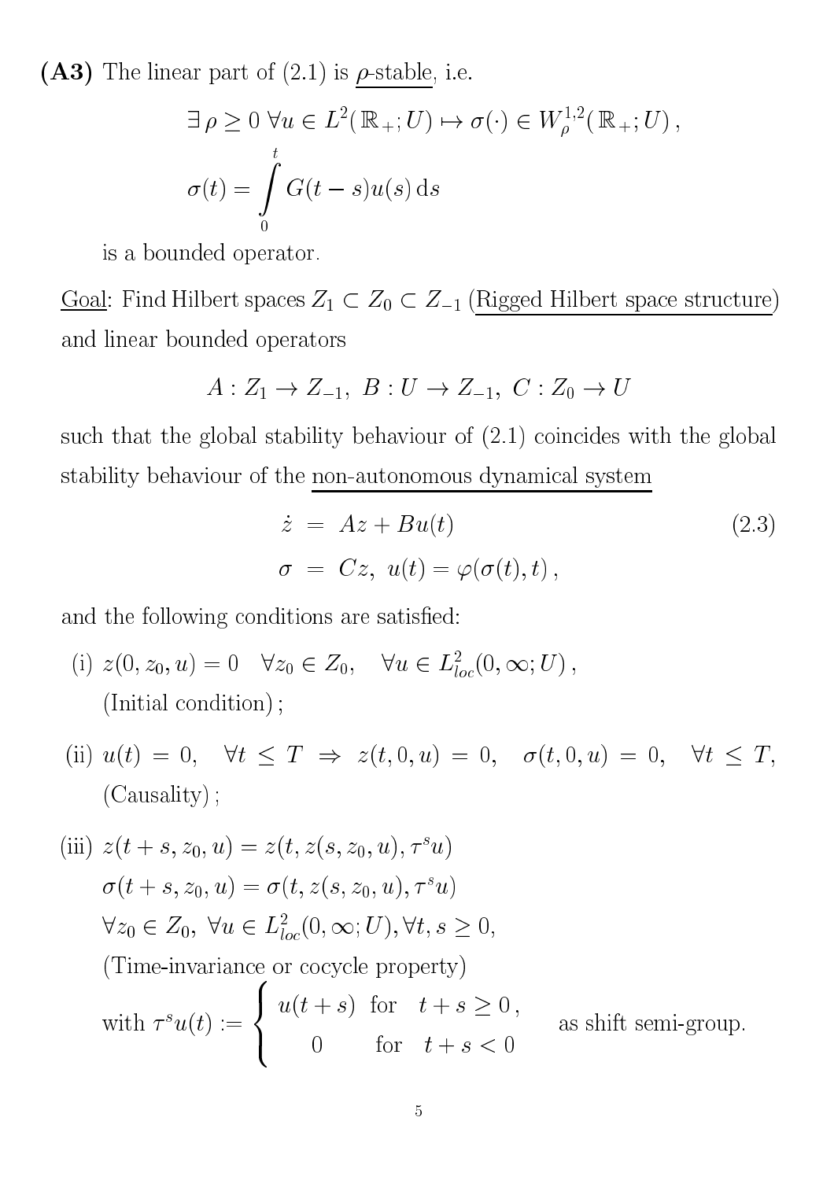**(A3)** The linear part of (2.1) is <u>$\rho$-stable</u>, i.e.

$$\exists\, \rho \geq 0 \;\; \forall u \in L^2(\mathbb{R}_+; U) \mapsto \sigma(\cdot) \in W^{1,2}_{\rho}(\mathbb{R}_+; U)\,,$$

$$\sigma(t) = \int_0^t G(t-s)u(s)\,\mathrm{d}s$$

is a bounded operator.

<u>Goal</u>: Find Hilbert spaces $Z_1 \subset Z_0 \subset Z_{-1}$ (<u>Rigged Hilbert space structure</u>) and linear bounded operators

$$A : Z_1 \to Z_{-1},\;\; B : U \to Z_{-1},\;\; C : Z_0 \to U$$

such that the global stability behaviour of (2.1) coincides with the global stability behaviour of the <u>non-autonomous dynamical system</u>

$$\begin{aligned} \dot{z} &= Az + Bu(t) \\ \sigma &= Cz,\;\; u(t) = \varphi(\sigma(t), t)\,, \end{aligned} \tag{2.3}$$

and the following conditions are satisfied:

(i) $z(0, z_0, u) = 0 \quad \forall z_0 \in Z_0, \quad \forall u \in L^2_{loc}(0, \infty; U)\,,$
(Initial condition);

(ii) $u(t) = 0, \quad \forall t \leq T \;\Rightarrow\; z(t, 0, u) = 0, \quad \sigma(t, 0, u) = 0, \quad \forall t \leq T,$
(Causality);

(iii) $z(t+s, z_0, u) = z(t, z(s, z_0, u), \tau^s u)$
$\sigma(t+s, z_0, u) = \sigma(t, z(s, z_0, u), \tau^s u)$
$\forall z_0 \in Z_0,\; \forall u \in L^2_{loc}(0, \infty; U), \forall t, s \geq 0,$
(Time-invariance or cocycle property)
with $\tau^s u(t) := \begin{cases} u(t+s) & \text{for} \quad t+s \geq 0\,, \\ 0 & \text{for} \quad t+s < 0 \end{cases}$ as shift semi-group.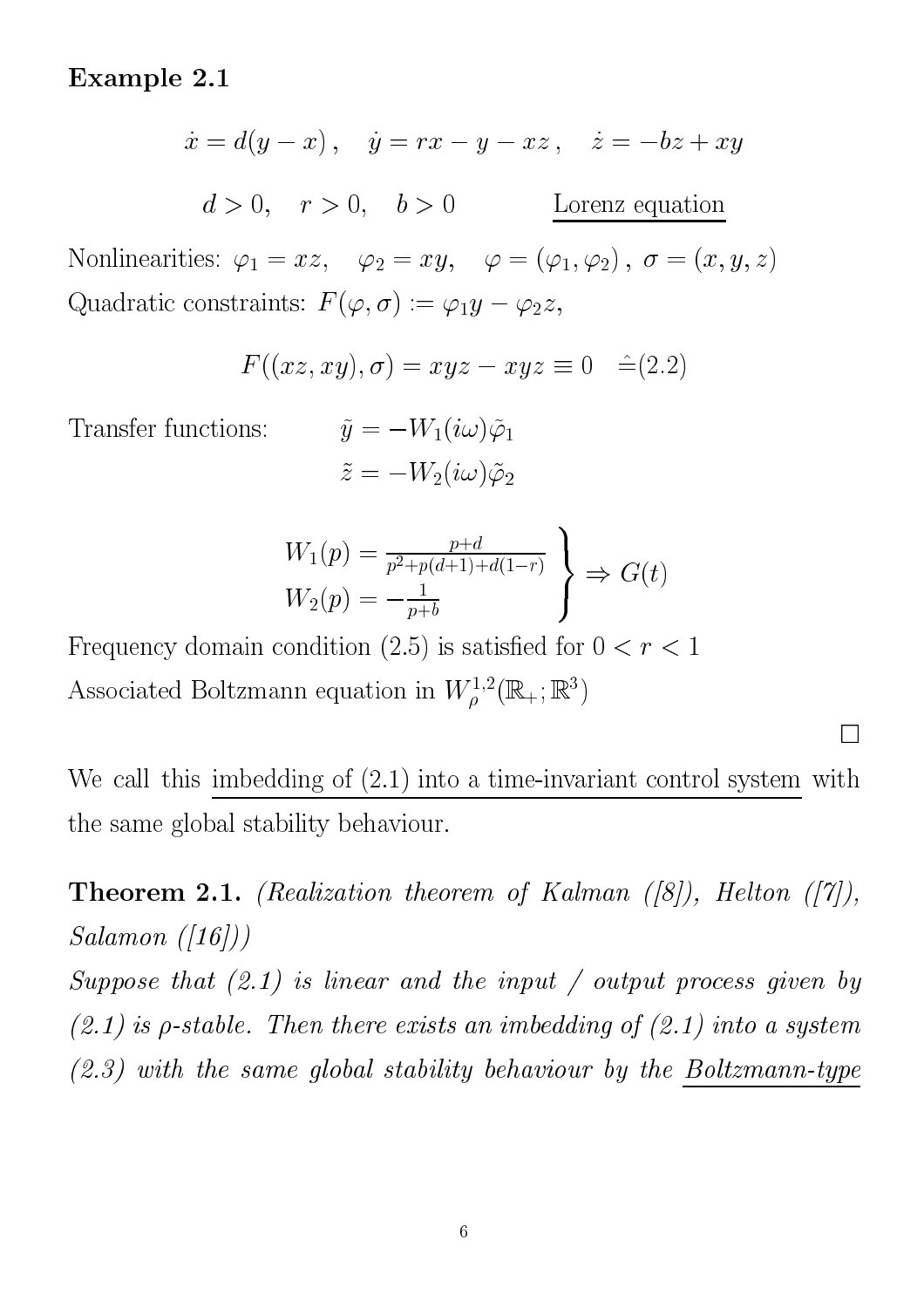**Example 2.1**

$$\dot{x} = d(y - x)\,, \quad \dot{y} = rx - y - xz\,, \quad \dot{z} = -bz + xy$$

$$d > 0, \quad r > 0, \quad b > 0 \qquad\qquad \underline{\text{Lorenz equation}}$$

Nonlinearities: $\varphi_1 = xz, \quad \varphi_2 = xy, \quad \varphi = (\varphi_1, \varphi_2)\,,\ \sigma = (x, y, z)$

Quadratic constraints: $F(\varphi, \sigma) := \varphi_1 y - \varphi_2 z,$

$$F((xz, xy), \sigma) = xyz - xyz \equiv 0 \quad \hat{=} (2.2)$$

Transfer functions:

$$\tilde{y} = -W_1(i\omega)\tilde{\varphi}_1$$

$$\tilde{z} = -W_2(i\omega)\tilde{\varphi}_2$$

$$\left.\begin{aligned} W_1(p) &= \frac{p+d}{p^2 + p(d+1) + d(1-r)} \\ W_2(p) &= -\frac{1}{p+b} \end{aligned}\right\} \Rightarrow G(t)$$

Frequency domain condition (2.5) is satisfied for $0 < r < 1$

Associated Boltzmann equation in $W^{1,2}_{\rho}(\mathbb{R}_+; \mathbb{R}^3)$

□

We call this <u>imbedding of (2.1) into a time-invariant control system</u> with the same global stability behaviour.

**Theorem 2.1.** *(Realization theorem of Kalman ([8]), Helton ([7]), Salamon ([16]))*
*Suppose that (2.1) is linear and the input / output process given by (2.1) is ρ-stable. Then there exists an imbedding of (2.1) into a system (2.3) with the same global stability behaviour by the <u>Boltzmann-type</u>*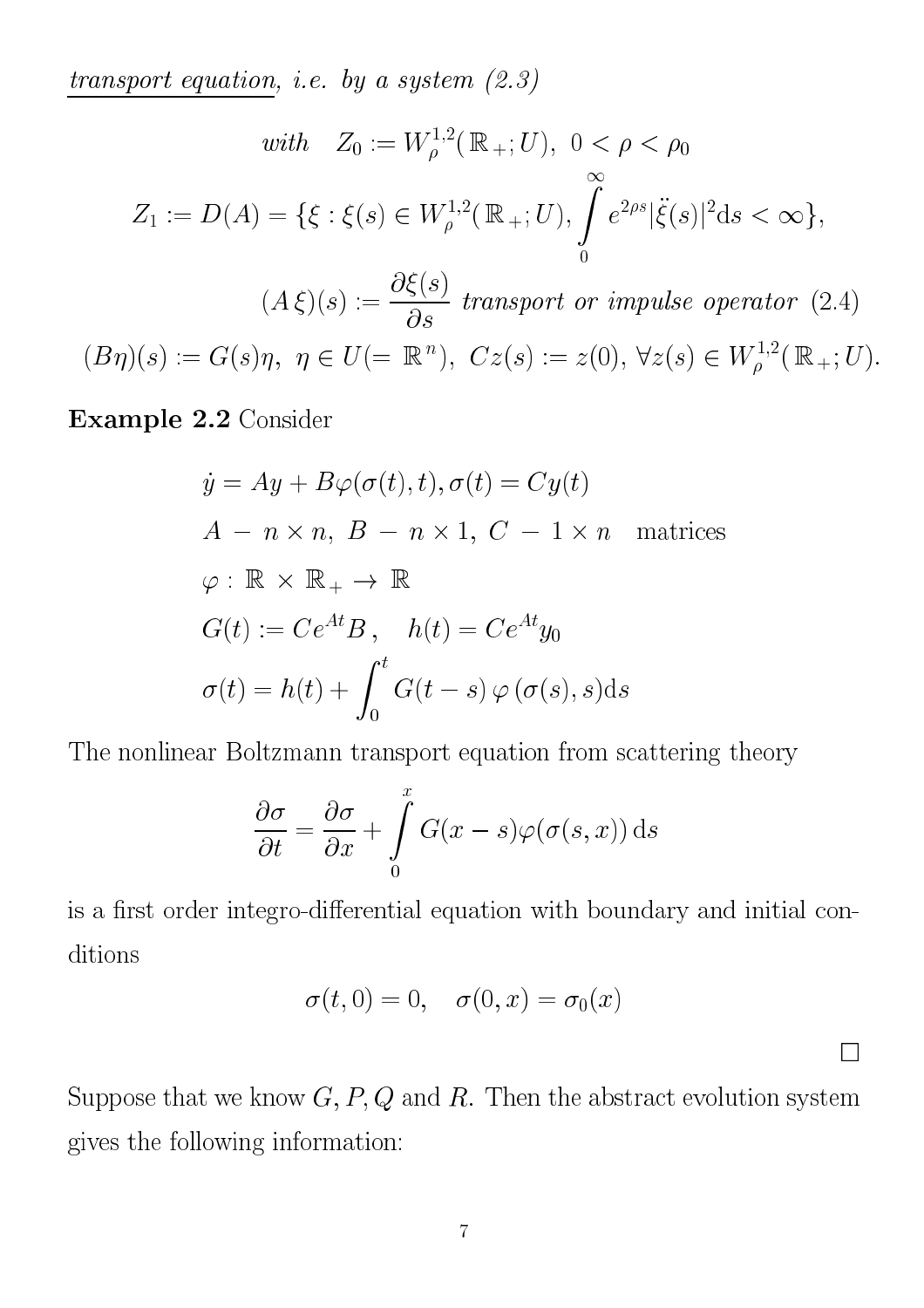<u>*transport equation*</u>*, i.e. by a system (2.3)*

$$
\textit{with} \quad Z_0 := W_\rho^{1,2}(\mathbb{R}_+; U), \ 0 < \rho < \rho_0
$$

$$
Z_1 := D(A) = \{\xi : \xi(s) \in W_\rho^{1,2}(\mathbb{R}_+; U), \int\limits_0^\infty e^{2\rho s} |\ddot{\xi}(s)|^2 \mathrm{d}s < \infty\},
$$

$$
(A\,\xi)(s) := \frac{\partial \xi(s)}{\partial s} \ \textit{transport or impulse operator} \ (2.4)
$$

$$
(B\eta)(s) := G(s)\eta, \ \eta \in U (= \mathbb{R}^n), \ Cz(s) := z(0), \ \forall z(s) \in W_\rho^{1,2}(\mathbb{R}_+; U).
$$

**Example 2.2** Consider

$$
\begin{aligned}
&\dot{y} = Ay + B\varphi(\sigma(t), t), \sigma(t) = Cy(t) \\
&A \ - \ n \times n, \ B \ - \ n \times 1, \ C \ - \ 1 \times n \quad \text{matrices} \\
&\varphi : \mathbb{R} \times \mathbb{R}_+ \to \mathbb{R} \\
&G(t) := Ce^{At}B\,, \quad h(t) = Ce^{At}y_0 \\
&\sigma(t) = h(t) + \int_0^t G(t-s)\,\varphi\,(\sigma(s), s)\mathrm{d}s
\end{aligned}
$$

The nonlinear Boltzmann transport equation from scattering theory

$$
\frac{\partial \sigma}{\partial t} = \frac{\partial \sigma}{\partial x} + \int\limits_0^x G(x-s)\varphi(\sigma(s,x))\,\mathrm{d}s
$$

is a first order integro-differential equation with boundary and initial conditions

$$
\sigma(t, 0) = 0, \quad \sigma(0, x) = \sigma_0(x)
$$

□

Suppose that we know $G, P, Q$ and $R$. Then the abstract evolution system gives the following information: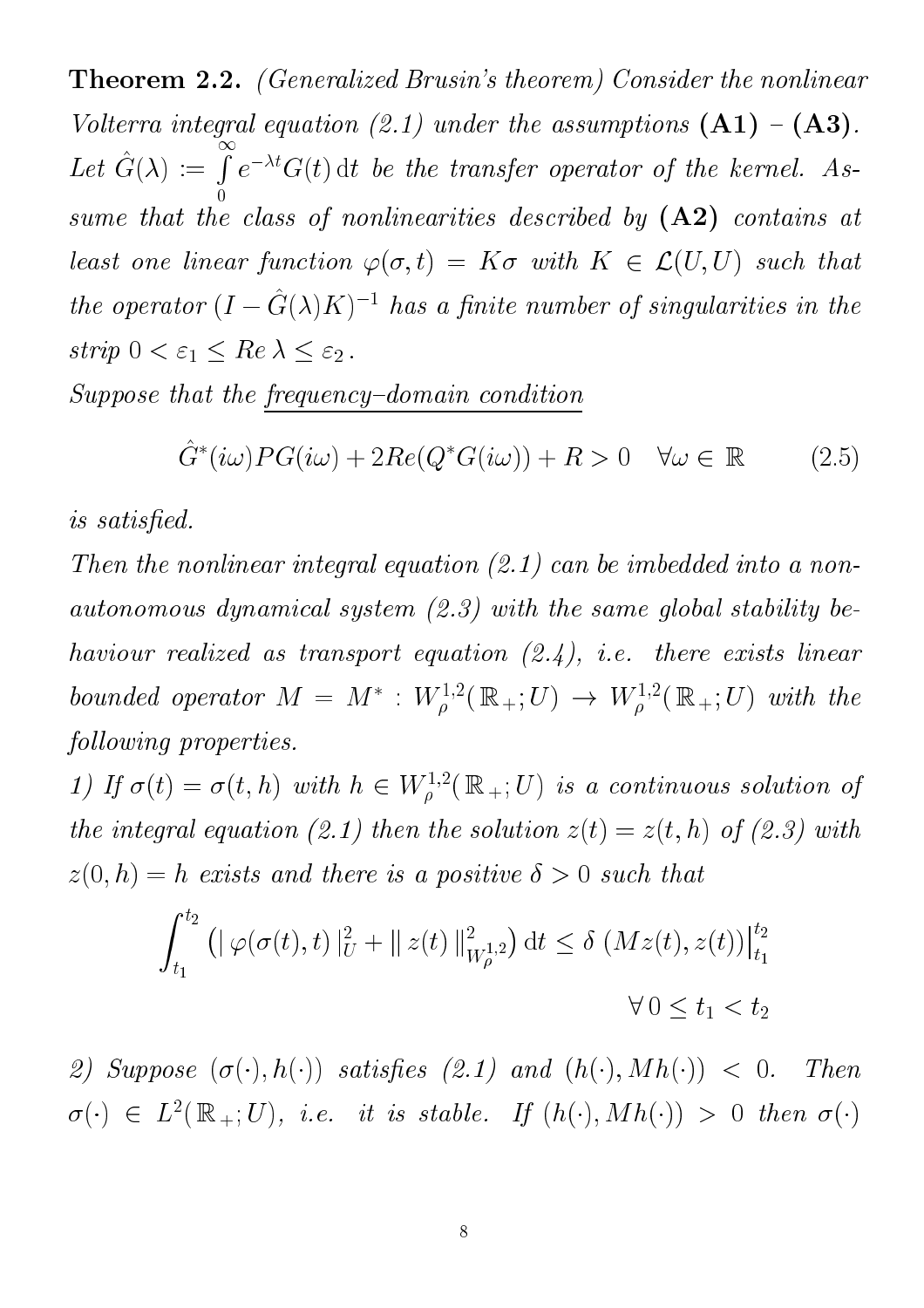**Theorem 2.2.** *(Generalized Brusin's theorem) Consider the nonlinear Volterra integral equation (2.1) under the assumptions* **(A1)** – **(A3)**. *Let $\hat{G}(\lambda) := \int_0^\infty e^{-\lambda t} G(t)\,\mathrm{d}t$ be the transfer operator of the kernel. Assume that the class of nonlinearities described by* **(A2)** *contains at least one linear function $\varphi(\sigma, t) = K\sigma$ with $K \in \mathcal{L}(U, U)$ such that the operator $(I - \hat{G}(\lambda)K)^{-1}$ has a finite number of singularities in the strip $0 < \varepsilon_1 \leq Re\,\lambda \leq \varepsilon_2$.*

*Suppose that the* <u>*frequency–domain condition*</u>

$$\hat{G}^*(i\omega) P G(i\omega) + 2Re(Q^* G(i\omega)) + R > 0 \quad \forall \omega \in \mathbb{R} \tag{2.5}$$

*is satisfied.*

*Then the nonlinear integral equation (2.1) can be imbedded into a non-autonomous dynamical system (2.3) with the same global stability behaviour realized as transport equation (2.4), i.e. there exists linear bounded operator $M = M^* : W_\rho^{1,2}(\mathbb{R}_+; U) \to W_\rho^{1,2}(\mathbb{R}_+; U)$ with the following properties.*

*1) If $\sigma(t) = \sigma(t, h)$ with $h \in W_\rho^{1,2}(\mathbb{R}_+; U)$ is a continuous solution of the integral equation (2.1) then the solution $z(t) = z(t, h)$ of (2.3) with $z(0, h) = h$ exists and there is a positive $\delta > 0$ such that*

$$\int_{t_1}^{t_2} \left( | \varphi(\sigma(t), t) |_U^2 + \| z(t) \|_{W_\rho^{1,2}}^2 \right) \mathrm{d}t \leq \delta \left( M z(t), z(t) \right) \Big|_{t_1}^{t_2}$$

$$\forall\, 0 \leq t_1 < t_2$$

*2) Suppose $(\sigma(\cdot), h(\cdot))$ satisfies (2.1) and $(h(\cdot), Mh(\cdot)) < 0$. Then $\sigma(\cdot) \in L^2(\mathbb{R}_+; U)$, i.e. it is stable. If $(h(\cdot), Mh(\cdot)) > 0$ then $\sigma(\cdot)$*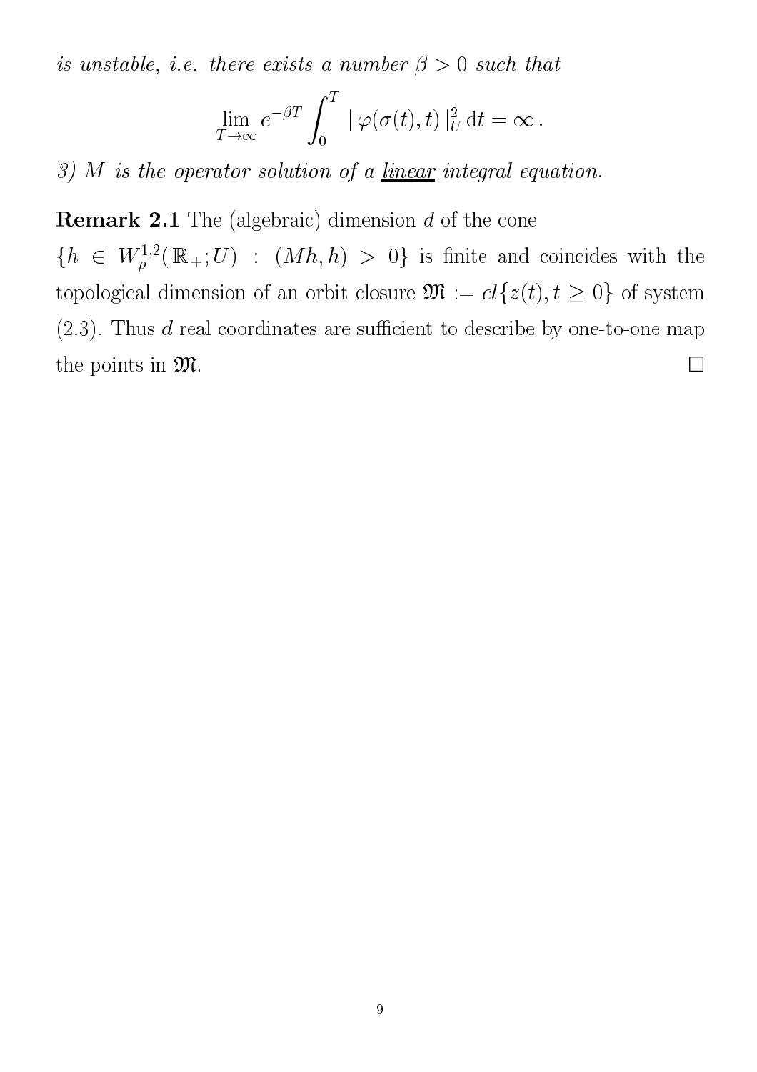*is unstable, i.e. there exists a number $\beta > 0$ such that*

$$\lim_{T\to\infty} e^{-\beta T} \int_0^T \mid \varphi(\sigma(t), t) \mid_U^2 \mathrm{d}t = \infty \,.$$

*3) $M$ is the operator solution of a <u>linear</u> integral equation.*

**Remark 2.1** The (algebraic) dimension $d$ of the cone $\{h \in W^{1,2}_{\rho}(\mathbb{R}_+; U) \; : \; (Mh, h) > 0\}$ is finite and coincides with the topological dimension of an orbit closure $\mathfrak{M} := cl\{z(t), t \geq 0\}$ of system (2.3). Thus $d$ real coordinates are sufficient to describe by one-to-one map the points in $\mathfrak{M}$. $\square$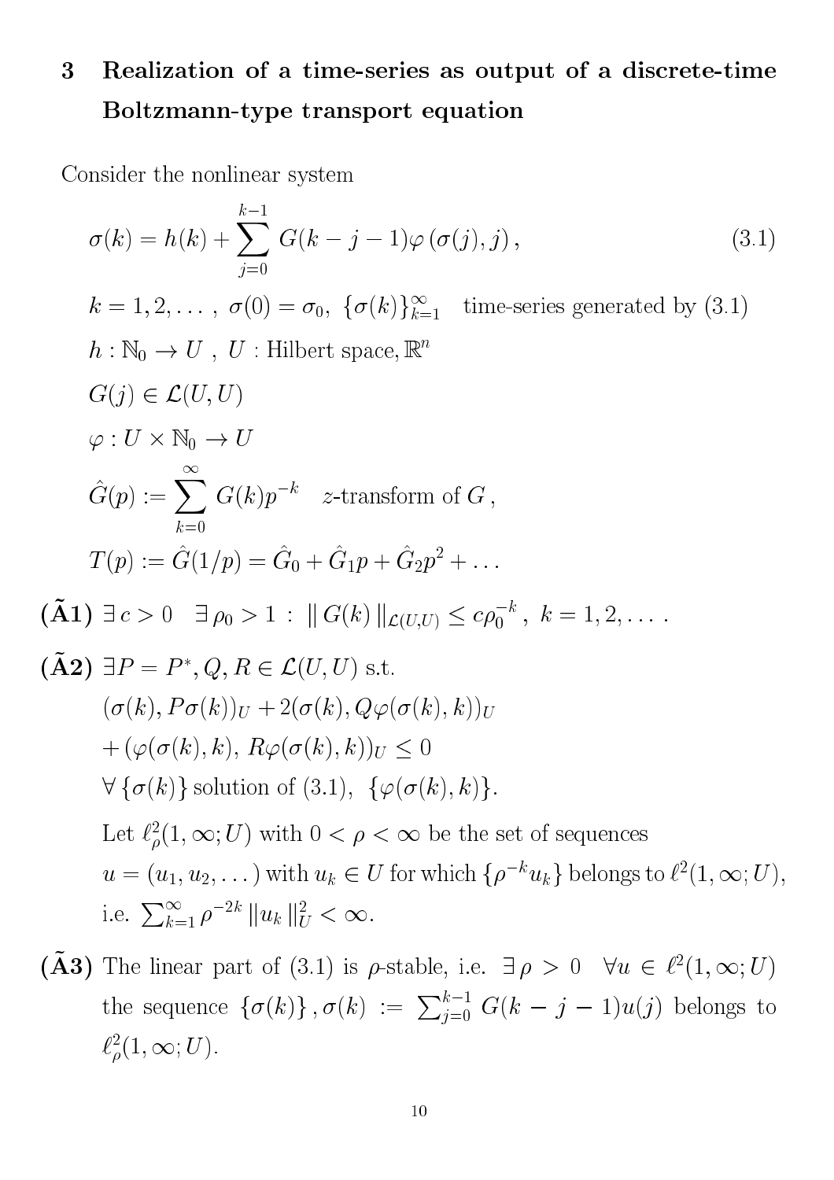## 3 Realization of a time-series as output of a discrete-time Boltzmann-type transport equation

Consider the nonlinear system

$$\sigma(k) = h(k) + \sum_{j=0}^{k-1} G(k-j-1)\varphi\left(\sigma(j), j\right), \tag{3.1}$$

$k = 1, 2, \dots$ , $\sigma(0) = \sigma_0$, $\{\sigma(k)\}_{k=1}^{\infty}$ time-series generated by (3.1)

$h : \mathbb{N}_0 \to U$ , $U$ : Hilbert space, $\mathbb{R}^n$

$G(j) \in \mathcal{L}(U, U)$

$\varphi : U \times \mathbb{N}_0 \to U$

$$\hat{G}(p) := \sum_{k=0}^{\infty} G(k)p^{-k} \quad z\text{-transform of } G\,,$$

$$T(p) := \hat{G}(1/p) = \hat{G}_0 + \hat{G}_1 p + \hat{G}_2 p^2 + \dots$$

**($\tilde{\mathbf{A}}$1)** $\exists\, c > 0 \quad \exists\, \rho_0 > 1$ : $\| G(k) \|_{\mathcal{L}(U,U)} \leq c\rho_0^{-k}$ , $k = 1, 2, \dots$ .

**($\tilde{\mathbf{A}}$2)** $\exists P = P^*, Q, R \in \mathcal{L}(U, U)$ s.t.

$(\sigma(k), P\sigma(k))_U + 2(\sigma(k), Q\varphi(\sigma(k), k))_U$

$+ (\varphi(\sigma(k), k),\ R\varphi(\sigma(k), k))_U \leq 0$

$\forall \{\sigma(k)\}$ solution of (3.1), $\{\varphi(\sigma(k), k)\}$.

Let $\ell^2_\rho(1, \infty; U)$ with $0 < \rho < \infty$ be the set of sequences $u = (u_1, u_2, \dots)$ with $u_k \in U$ for which $\{\rho^{-k} u_k\}$ belongs to $\ell^2(1, \infty; U)$, i.e. $\sum_{k=1}^{\infty} \rho^{-2k} \| u_k \|^2_U < \infty$.

**($\tilde{\mathbf{A}}$3)** The linear part of (3.1) is $\rho$-stable, i.e. $\exists\, \rho > 0 \quad \forall u \in \ell^2(1, \infty; U)$ the sequence $\{\sigma(k)\}, \sigma(k) := \sum_{j=0}^{k-1} G(k-j-1)u(j)$ belongs to $\ell^2_\rho(1, \infty; U)$.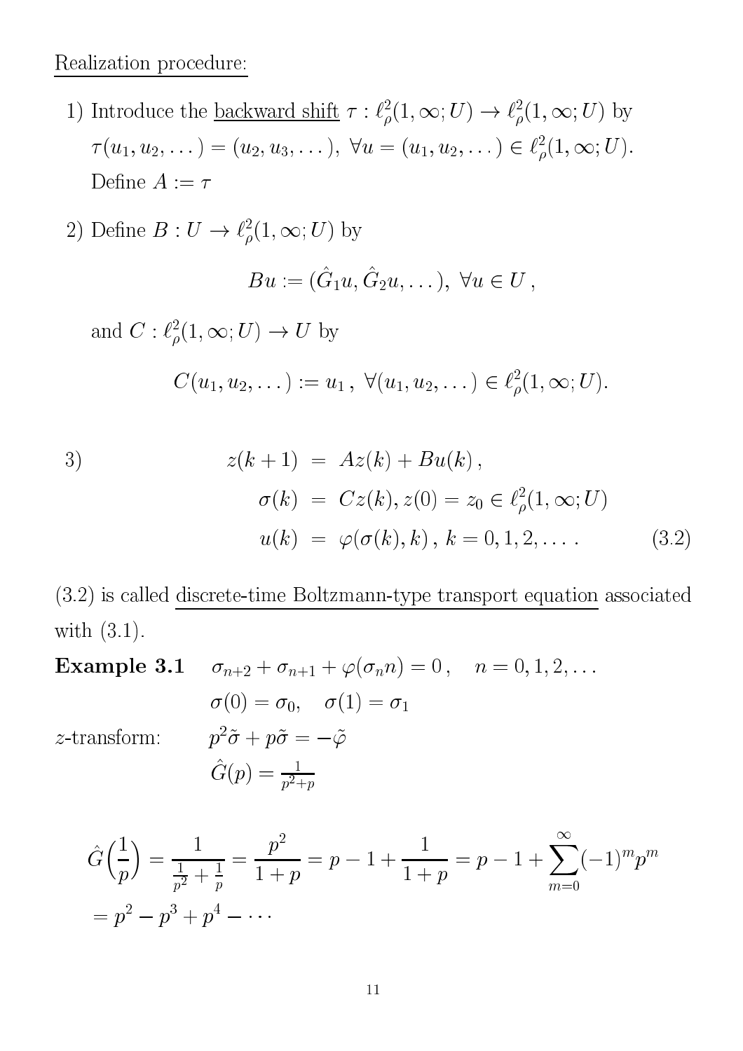Realization procedure:

1) Introduce the backward shift $\tau : \ell^2_\rho(1,\infty;U) \to \ell^2_\rho(1,\infty;U)$ by $\tau(u_1, u_2, \dots) = (u_2, u_3, \dots),\ \forall u = (u_1, u_2, \dots) \in \ell^2_\rho(1,\infty;U)$. Define $A := \tau$

2) Define $B : U \to \ell^2_\rho(1,\infty;U)$ by

$$Bu := (\hat{G}_1 u, \hat{G}_2 u, \dots),\ \forall u \in U\,,$$

and $C : \ell^2_\rho(1,\infty;U) \to U$ by

$$C(u_1, u_2, \dots) := u_1\,,\ \forall (u_1, u_2, \dots) \in \ell^2_\rho(1,\infty;U).$$

3)

$$\begin{aligned} z(k+1) &= Az(k) + Bu(k)\,, \\ \sigma(k) &= Cz(k), z(0) = z_0 \in \ell^2_\rho(1,\infty;U) \\ u(k) &= \varphi(\sigma(k), k)\,,\ k = 0, 1, 2, \dots. \end{aligned} \tag{3.2}$$

(3.2) is called discrete-time Boltzmann-type transport equation associated with (3.1).

**Example 3.1** $\quad \sigma_{n+2} + \sigma_{n+1} + \varphi(\sigma_n n) = 0\,, \quad n = 0, 1, 2, \dots$

$\sigma(0) = \sigma_0, \quad \sigma(1) = \sigma_1$

$z$-transform: $\quad p^2\tilde{\sigma} + p\tilde{\sigma} = -\tilde{\varphi}$

$\hat{G}(p) = \frac{1}{p^2+p}$

$$\hat{G}\Big(\frac{1}{p}\Big) = \frac{1}{\frac{1}{p^2} + \frac{1}{p}} = \frac{p^2}{1+p} = p - 1 + \frac{1}{1+p} = p - 1 + \sum_{m=0}^{\infty} (-1)^m p^m$$
$$= p^2 - p^3 + p^4 - \cdots$$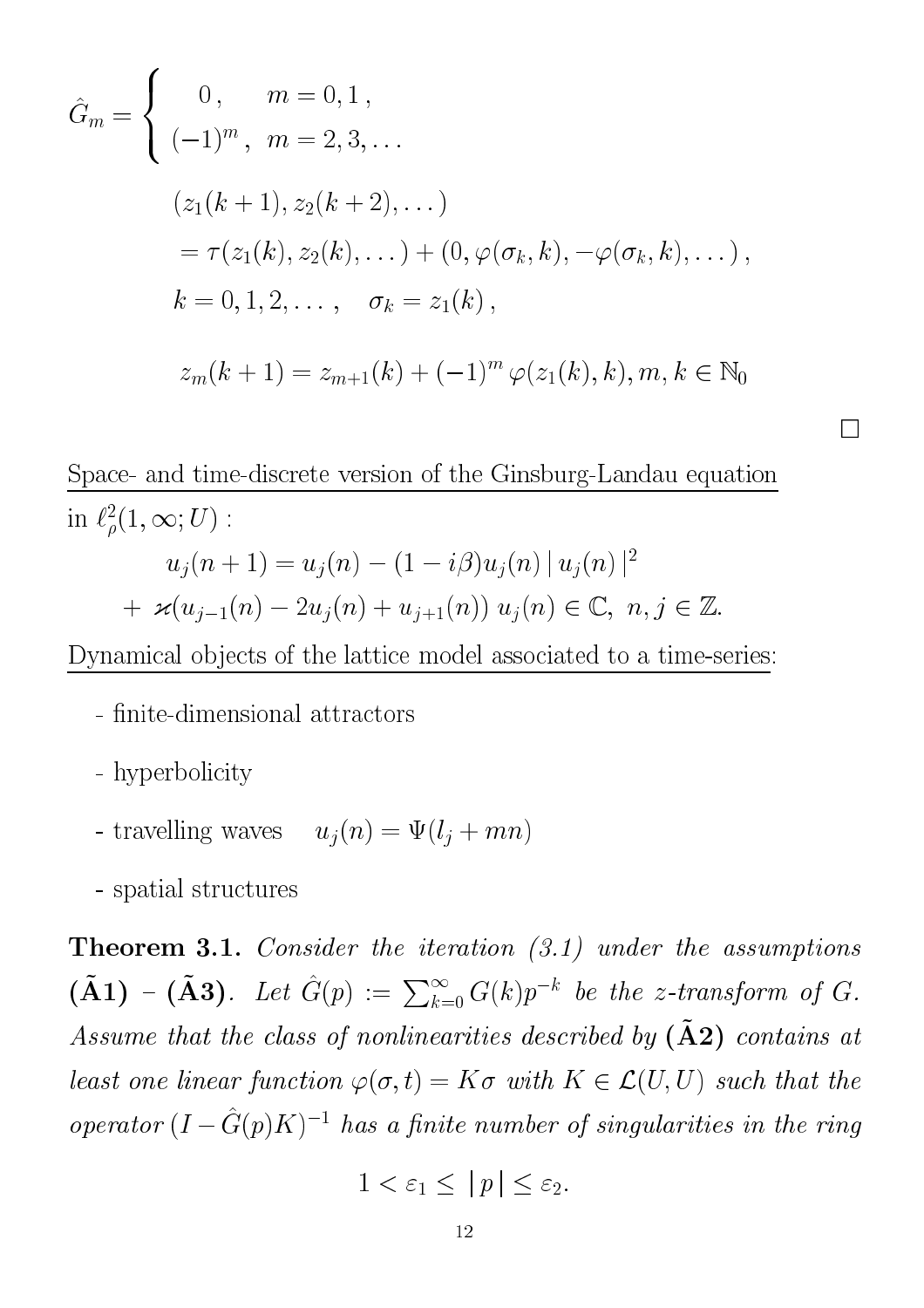$$
\hat{G}_m = \begin{cases} 0\,, & m = 0, 1\,, \\ (-1)^m\,, & m = 2, 3, \dots \end{cases}
$$

$$
\begin{aligned}
&(z_1(k+1), z_2(k+2), \dots) \\
&= \tau(z_1(k), z_2(k), \dots) + (0, \varphi(\sigma_k, k), -\varphi(\sigma_k, k), \dots)\,, \\
&k = 0, 1, 2, \dots\,, \quad \sigma_k = z_1(k)\,,
\end{aligned}
$$

$$
z_m(k+1) = z_{m+1}(k) + (-1)^m \varphi(z_1(k), k), m, k \in \mathbb{N}_0
$$

□

<u>Space- and time-discrete version of the Ginsburg-Landau equation</u> in $\ell^2_\rho(1, \infty; U)$ :

$$
\begin{aligned}
u_j(n+1) &= u_j(n) - (1 - i\beta) u_j(n) \,|\, u_j(n) \,|^2 \\
&+ \varkappa(u_{j-1}(n) - 2u_j(n) + u_{j+1}(n)) \; u_j(n) \in \mathbb{C}, \; n, j \in \mathbb{Z}.
\end{aligned}
$$

<u>Dynamical objects of the lattice model associated to a time-series:</u>

- finite-dimensional attractors
- hyperbolicity
- travelling waves $\quad u_j(n) = \Psi(l_j + mn)$
- spatial structures

**Theorem 3.1.** *Consider the iteration (3.1) under the assumptions* **($\tilde{\mathbf{A}}$1) – ($\tilde{\mathbf{A}}$3)**. *Let $\hat{G}(p) := \sum_{k=0}^{\infty} G(k) p^{-k}$ be the z-transform of G. Assume that the class of nonlinearities described by* **($\tilde{\mathbf{A}}$2)** *contains at least one linear function $\varphi(\sigma, t) = K\sigma$ with $K \in \mathcal{L}(U, U)$ such that the operator $(I - \hat{G}(p)K)^{-1}$ has a finite number of singularities in the ring*

$$
1 < \varepsilon_1 \leq |\, p \,| \leq \varepsilon_2.
$$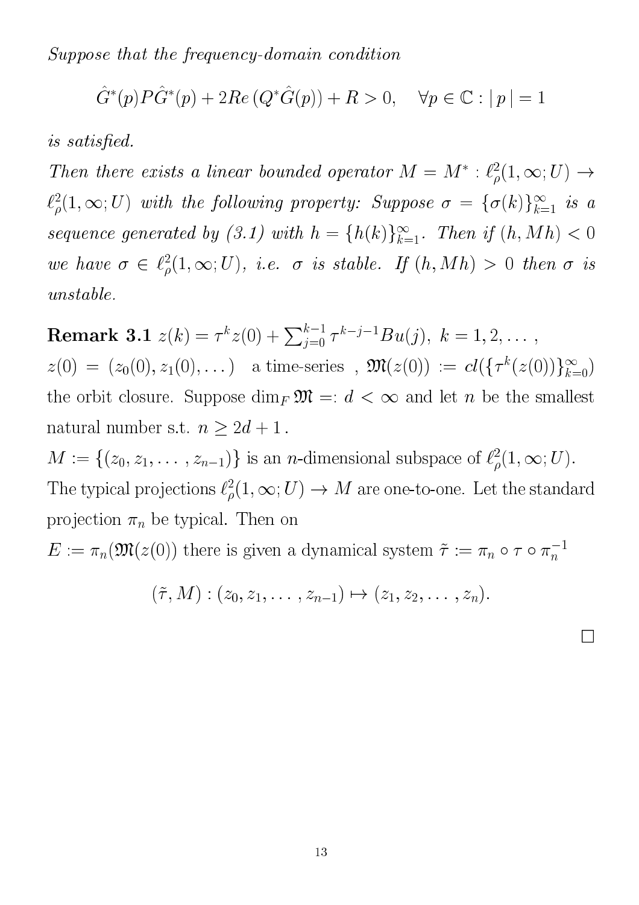*Suppose that the frequency-domain condition*

$$\hat{G}^*(p)P\hat{G}^*(p) + 2Re\,(Q^*\hat{G}(p)) + R > 0, \quad \forall p \in \mathbb{C} : |\,p\,| = 1$$

*is satisfied.*

*Then there exists a linear bounded operator $M = M^* : \ell^2_\rho(1,\infty;U) \to \ell^2_\rho(1,\infty;U)$ with the following property: Suppose $\sigma = \{\sigma(k)\}_{k=1}^\infty$ is a sequence generated by (3.1) with $h = \{h(k)\}_{k=1}^\infty$. Then if $(h, Mh) < 0$ we have $\sigma \in \ell^2_\rho(1,\infty;U)$, i.e. $\sigma$ is stable. If $(h, Mh) > 0$ then $\sigma$ is unstable.*

**Remark 3.1** $z(k) = \tau^k z(0) + \sum_{j=0}^{k-1} \tau^{k-j-1} Bu(j),\ k = 1, 2, \ldots$ ,
$z(0) = (z_0(0), z_1(0), \ldots)$ a time-series , $\mathfrak{M}(z(0)) := cl(\{\tau^k(z(0))\}_{k=0}^\infty)$ the orbit closure. Suppose $\dim_F \mathfrak{M} =: d < \infty$ and let $n$ be the smallest natural number s.t. $n \geq 2d + 1$ .
$M := \{(z_0, z_1, \ldots, z_{n-1})\}$ is an $n$-dimensional subspace of $\ell^2_\rho(1,\infty;U)$.
The typical projections $\ell^2_\rho(1,\infty;U) \to M$ are one-to-one. Let the standard projection $\pi_n$ be typical. Then on
$E := \pi_n(\mathfrak{M}(z(0))$ there is given a dynamical system $\tilde{\tau} := \pi_n \circ \tau \circ \pi_n^{-1}$

$$(\tilde{\tau}, M) : (z_0, z_1, \ldots, z_{n-1}) \mapsto (z_1, z_2, \ldots, z_n).$$

□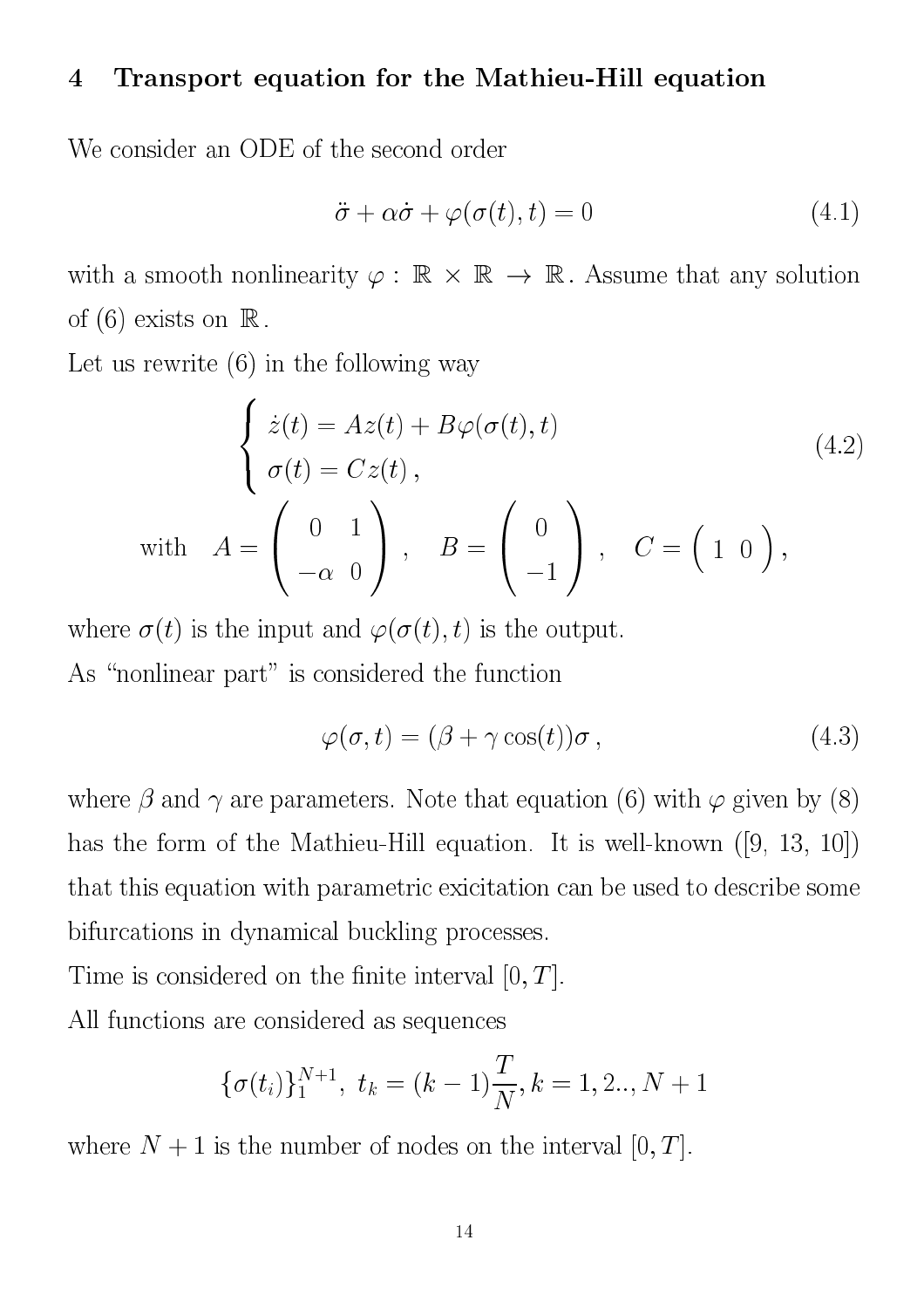## 4 Transport equation for the Mathieu-Hill equation

We consider an ODE of the second order

$$\ddot{\sigma} + \alpha\dot{\sigma} + \varphi(\sigma(t), t) = 0 \tag{4.1}$$

with a smooth nonlinearity $\varphi : \mathbb{R} \times \mathbb{R} \to \mathbb{R}$. Assume that any solution of (6) exists on $\mathbb{R}$.

Let us rewrite (6) in the following way

$$\begin{cases} \dot{z}(t) = Az(t) + B\varphi(\sigma(t), t) \\ \sigma(t) = Cz(t)\,, \end{cases} \tag{4.2}$$

$$\text{with} \quad A = \begin{pmatrix} 0 & 1 \\ -\alpha & 0 \end{pmatrix}, \quad B = \begin{pmatrix} 0 \\ -1 \end{pmatrix}, \quad C = \begin{pmatrix} 1 & 0 \end{pmatrix},$$

where $\sigma(t)$ is the input and $\varphi(\sigma(t), t)$ is the output.

As "nonlinear part" is considered the function

$$\varphi(\sigma, t) = (\beta + \gamma\cos(t))\sigma\,, \tag{4.3}$$

where $\beta$ and $\gamma$ are parameters. Note that equation (6) with $\varphi$ given by (8) has the form of the Mathieu-Hill equation. It is well-known ([9, 13, 10]) that this equation with parametric exicitation can be used to describe some bifurcations in dynamical buckling processes.

Time is considered on the finite interval $[0, T]$.

All functions are considered as sequences

$$\{\sigma(t_i)\}_1^{N+1},\ t_k = (k-1)\frac{T}{N}, k = 1, 2.., N+1$$

where $N + 1$ is the number of nodes on the interval $[0, T]$.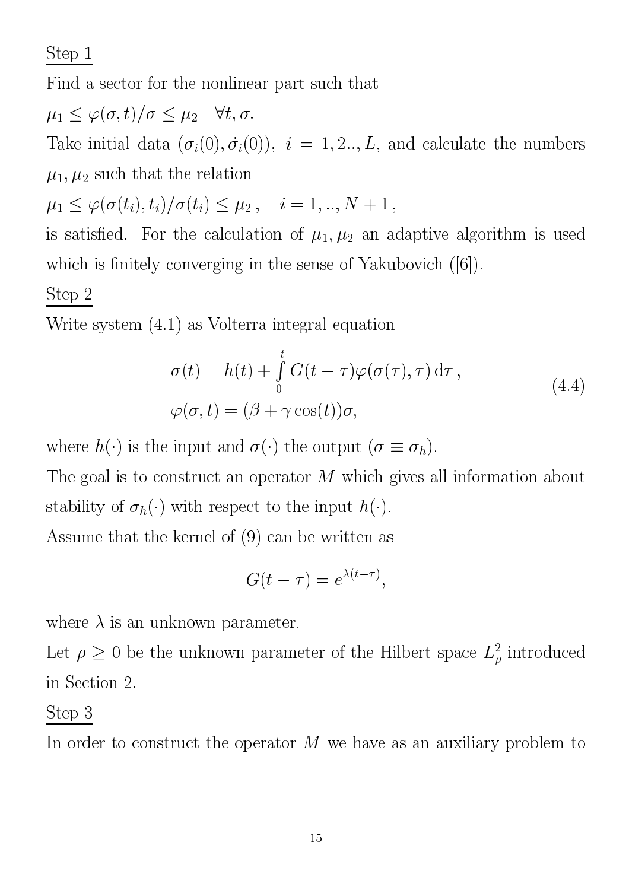Step 1

Find a sector for the nonlinear part such that

$\mu_1 \leq \varphi(\sigma, t)/\sigma \leq \mu_2 \quad \forall t, \sigma.$

Take initial data $(\sigma_i(0), \dot{\sigma}_i(0))$, $i = 1, 2.., L$, and calculate the numbers $\mu_1, \mu_2$ such that the relation

$\mu_1 \leq \varphi(\sigma(t_i), t_i)/\sigma(t_i) \leq \mu_2 \,, \quad i = 1, .., N+1 \,,$

is satisfied. For the calculation of $\mu_1, \mu_2$ an adaptive algorithm is used which is finitely converging in the sense of Yakubovich ([6]).

Step 2

Write system (4.1) as Volterra integral equation

$$
\begin{aligned}
\sigma(t) &= h(t) + \int_0^t G(t-\tau)\varphi(\sigma(\tau), \tau)\, \mathrm{d}\tau \,, \\
\varphi(\sigma, t) &= (\beta + \gamma \cos(t))\sigma,
\end{aligned}
\tag{4.4}
$$

where $h(\cdot)$ is the input and $\sigma(\cdot)$ the output $(\sigma \equiv \sigma_h)$.

The goal is to construct an operator $M$ which gives all information about stability of $\sigma_h(\cdot)$ with respect to the input $h(\cdot)$.

Assume that the kernel of (9) can be written as

$$G(t-\tau) = e^{\lambda(t-\tau)},$$

where $\lambda$ is an unknown parameter.

Let $\rho \geq 0$ be the unknown parameter of the Hilbert space $L^2_\rho$ introduced in Section 2.

Step 3

In order to construct the operator $M$ we have as an auxiliary problem to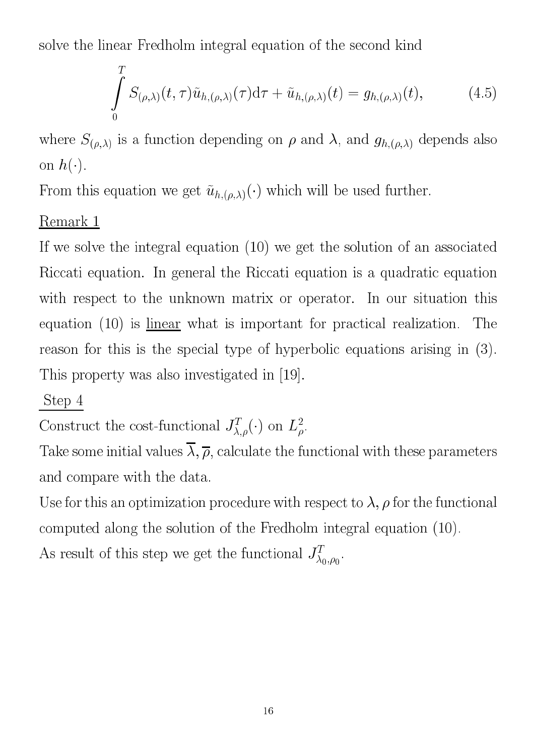solve the linear Fredholm integral equation of the second kind

$$\int_0^T S_{(\rho,\lambda)}(t,\tau)\tilde{u}_{h,(\rho,\lambda)}(\tau)\mathrm{d}\tau + \tilde{u}_{h,(\rho,\lambda)}(t) = g_{h,(\rho,\lambda)}(t), \tag{4.5}$$

where $S_{(\rho,\lambda)}$ is a function depending on $\rho$ and $\lambda$, and $g_{h,(\rho,\lambda)}$ depends also on $h(\cdot)$.

From this equation we get $\tilde{u}_{h,(\rho,\lambda)}(\cdot)$ which will be used further.

<u>Remark 1</u>

If we solve the integral equation (10) we get the solution of an associated Riccati equation. In general the Riccati equation is a quadratic equation with respect to the unknown matrix or operator. In our situation this equation (10) is <u>linear</u> what is important for practical realization. The reason for this is the special type of hyperbolic equations arising in (3). This property was also investigated in [19].

<u>Step 4</u>

Construct the cost-functional $J^T_{\lambda,\rho}(\cdot)$ on $L^2_\rho$.

Take some initial values $\overline{\lambda}, \overline{\rho}$, calculate the functional with these parameters and compare with the data.

Use for this an optimization procedure with respect to $\lambda, \rho$ for the functional computed along the solution of the Fredholm integral equation (10).

As result of this step we get the functional $J^T_{\lambda_0,\rho_0}$.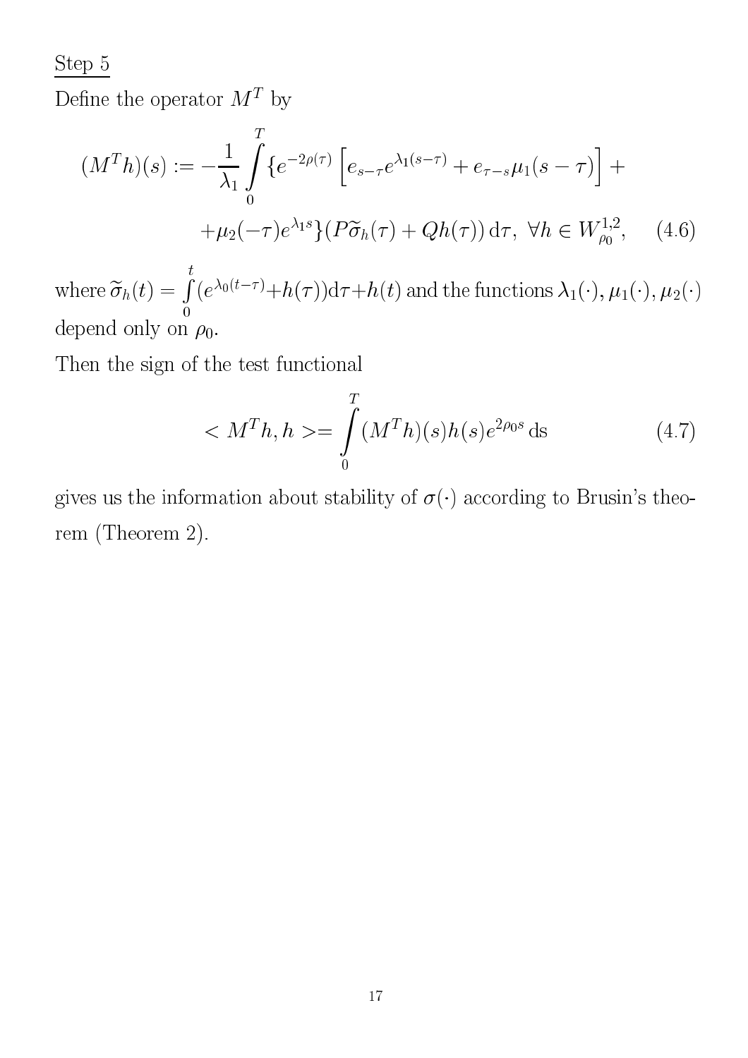Step 5

Define the operator $M^T$ by

$$
(M^T h)(s) := -\frac{1}{\lambda_1} \int_0^T \{ e^{-2\rho(\tau)} \left[ e_{s-\tau} e^{\lambda_1 (s-\tau)} + e_{\tau-s} \mu_1 (s-\tau) \right] +
$$

$$
+\mu_2(-\tau) e^{\lambda_1 s} \} (P \widetilde{\sigma}_h(\tau) + Q h(\tau)) \, \mathrm{d}\tau, \ \forall h \in W^{1,2}_{\rho_0}, \quad (4.6)
$$

where $\widetilde{\sigma}_h(t) = \int_0^t (e^{\lambda_0 (t-\tau)} + h(\tau)) \mathrm{d}\tau + h(t)$ and the functions $\lambda_1(\cdot), \mu_1(\cdot), \mu_2(\cdot)$ depend only on $\rho_0$.

Then the sign of the test functional

$$
< M^T h, h > = \int_0^T (M^T h)(s) h(s) e^{2\rho_0 s} \, \mathrm{ds} \quad (4.7)
$$

gives us the information about stability of $\sigma(\cdot)$ according to Brusin's theorem (Theorem 2).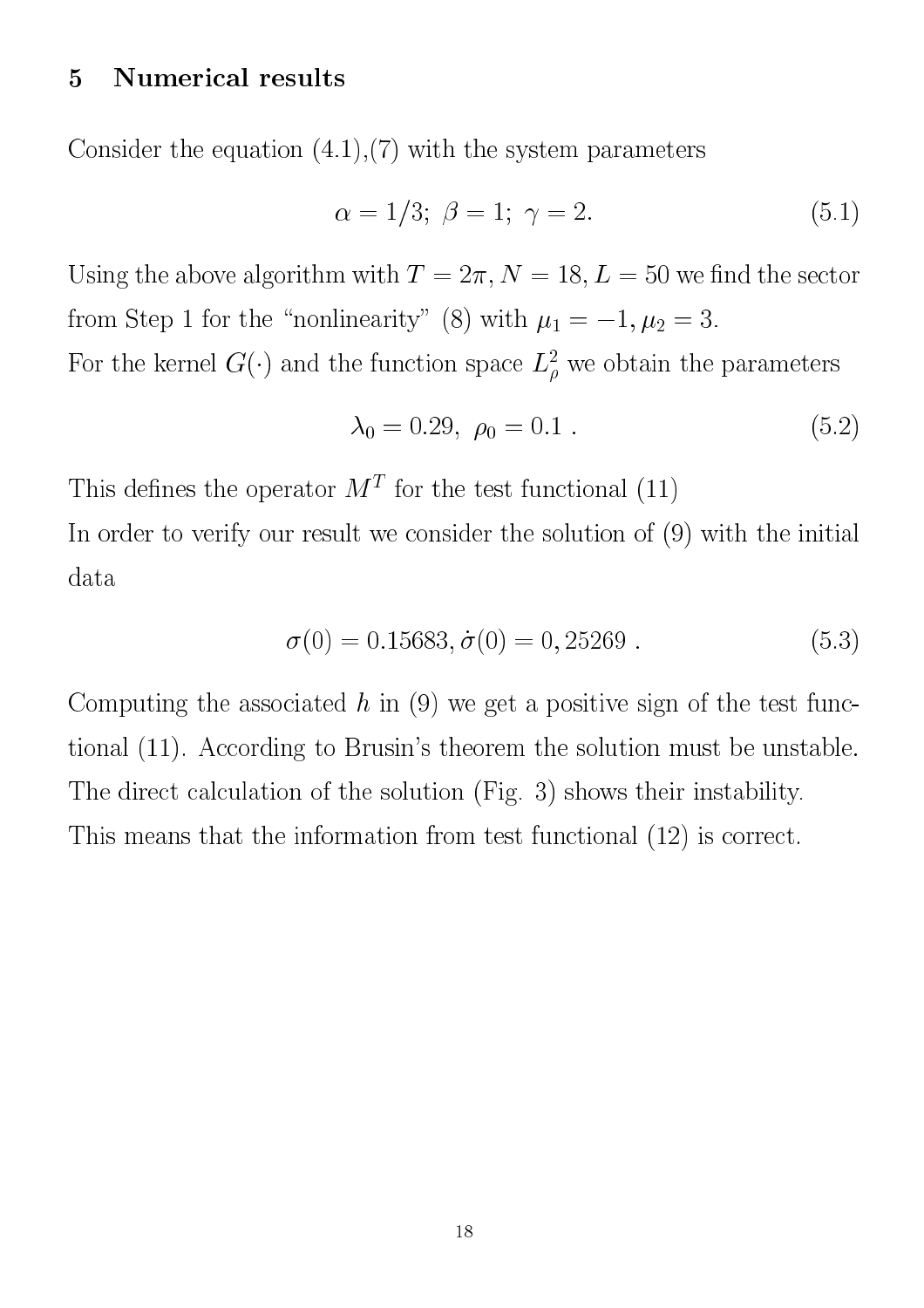## 5 Numerical results

Consider the equation (4.1),(7) with the system parameters

$$\alpha = 1/3;\ \beta = 1;\ \gamma = 2. \tag{5.1}$$

Using the above algorithm with $T = 2\pi, N = 18, L = 50$ we find the sector from Step 1 for the "nonlinearity" (8) with $\mu_1 = -1, \mu_2 = 3$.
For the kernel $G(\cdot)$ and the function space $L^2_\rho$ we obtain the parameters

$$\lambda_0 = 0.29,\ \rho_0 = 0.1\ . \tag{5.2}$$

This defines the operator $M^T$ for the test functional (11)
In order to verify our result we consider the solution of (9) with the initial data

$$\sigma(0) = 0.15683, \dot{\sigma}(0) = 0,25269\ . \tag{5.3}$$

Computing the associated $h$ in (9) we get a positive sign of the test functional (11). According to Brusin's theorem the solution must be unstable. The direct calculation of the solution (Fig. 3) shows their instability.
This means that the information from test functional (12) is correct.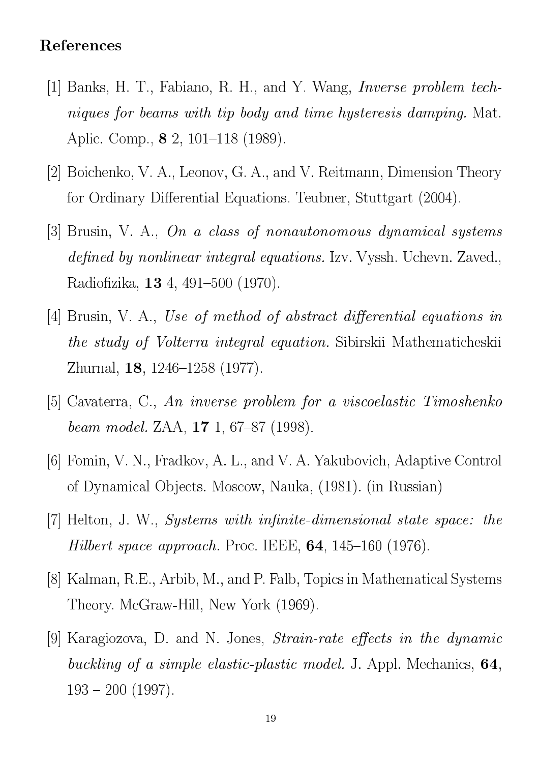## References

[1] Banks, H. T., Fabiano, R. H., and Y. Wang, *Inverse problem techniques for beams with tip body and time hysteresis damping.* Mat. Aplic. Comp., **8** 2, 101–118 (1989).

[2] Boichenko, V. A., Leonov, G. A., and V. Reitmann, Dimension Theory for Ordinary Differential Equations. Teubner, Stuttgart (2004).

[3] Brusin, V. A., *On a class of nonautonomous dynamical systems defined by nonlinear integral equations.* Izv. Vyssh. Uchevn. Zaved., Radiofizika, **13** 4, 491–500 (1970).

[4] Brusin, V. A., *Use of method of abstract differential equations in the study of Volterra integral equation.* Sibirskii Mathematicheskii Zhurnal, **18**, 1246–1258 (1977).

[5] Cavaterra, C., *An inverse problem for a viscoelastic Timoshenko beam model.* ZAA, **17** 1, 67–87 (1998).

[6] Fomin, V. N., Fradkov, A. L., and V. A. Yakubovich, Adaptive Control of Dynamical Objects. Moscow, Nauka, (1981). (in Russian)

[7] Helton, J. W., *Systems with infinite-dimensional state space: the Hilbert space approach.* Proc. IEEE, **64**, 145–160 (1976).

[8] Kalman, R.E., Arbib, M., and P. Falb, Topics in Mathematical Systems Theory. McGraw-Hill, New York (1969).

[9] Karagiozova, D. and N. Jones, *Strain-rate effects in the dynamic buckling of a simple elastic-plastic model.* J. Appl. Mechanics, **64**, 193 – 200 (1997).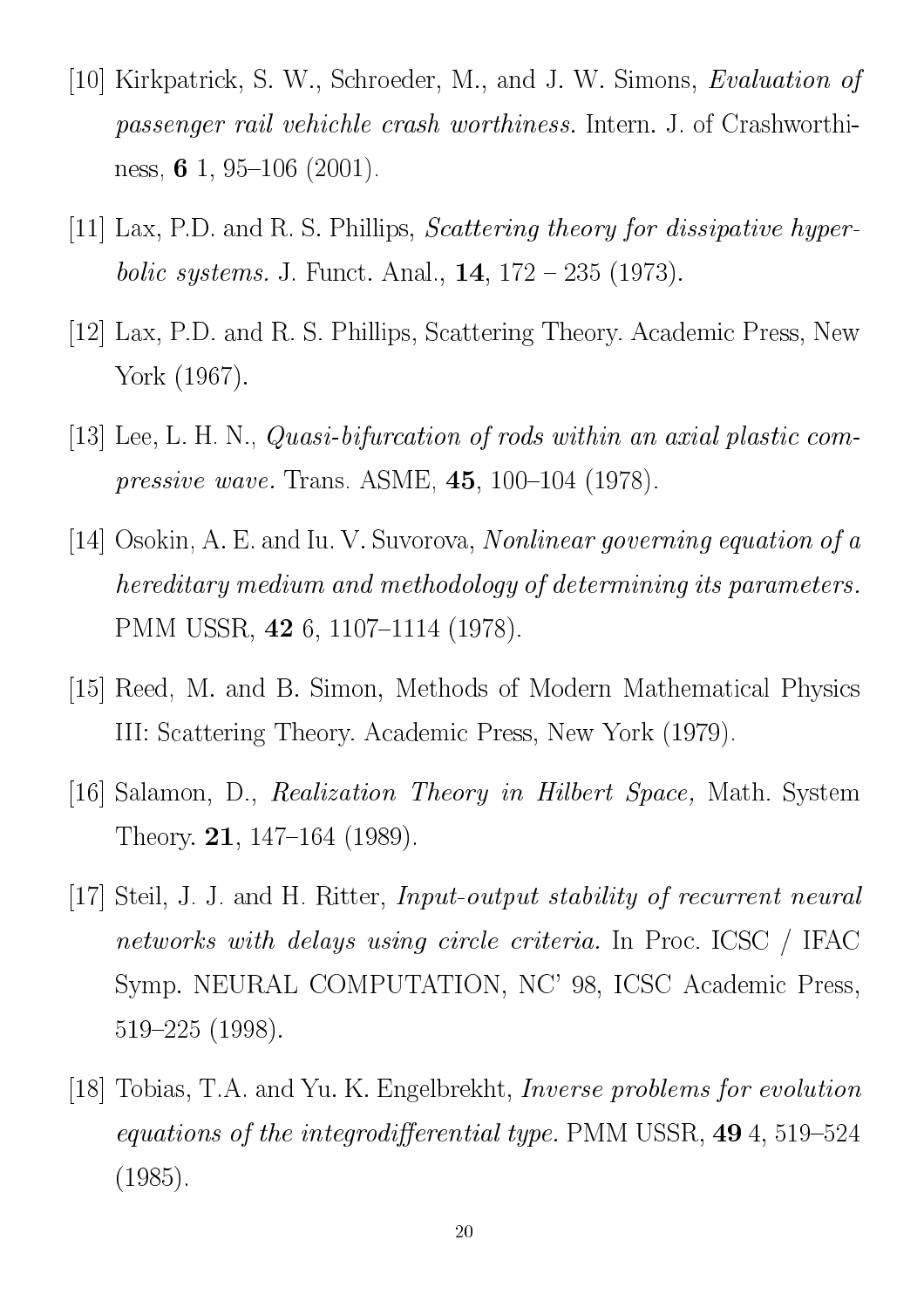[10] Kirkpatrick, S. W., Schroeder, M., and J. W. Simons, *Evaluation of passenger rail vehichle crash worthiness.* Intern. J. of Crashworthiness, **6** 1, 95–106 (2001).

[11] Lax, P.D. and R. S. Phillips, *Scattering theory for dissipative hyperbolic systems.* J. Funct. Anal., **14**, 172 – 235 (1973).

[12] Lax, P.D. and R. S. Phillips, Scattering Theory. Academic Press, New York (1967).

[13] Lee, L. H. N., *Quasi-bifurcation of rods within an axial plastic compressive wave.* Trans. ASME, **45**, 100–104 (1978).

[14] Osokin, A. E. and Iu. V. Suvorova, *Nonlinear governing equation of a hereditary medium and methodology of determining its parameters.* PMM USSR, **42** 6, 1107–1114 (1978).

[15] Reed, M. and B. Simon, Methods of Modern Mathematical Physics III: Scattering Theory. Academic Press, New York (1979).

[16] Salamon, D., *Realization Theory in Hilbert Space,* Math. System Theory. **21**, 147–164 (1989).

[17] Steil, J. J. and H. Ritter, *Input-output stability of recurrent neural networks with delays using circle criteria.* In Proc. ICSC / IFAC Symp. NEURAL COMPUTATION, NC' 98, ICSC Academic Press, 519–225 (1998).

[18] Tobias, T.A. and Yu. K. Engelbrekht, *Inverse problems for evolution equations of the integrodifferential type.* PMM USSR, **49** 4, 519–524 (1985).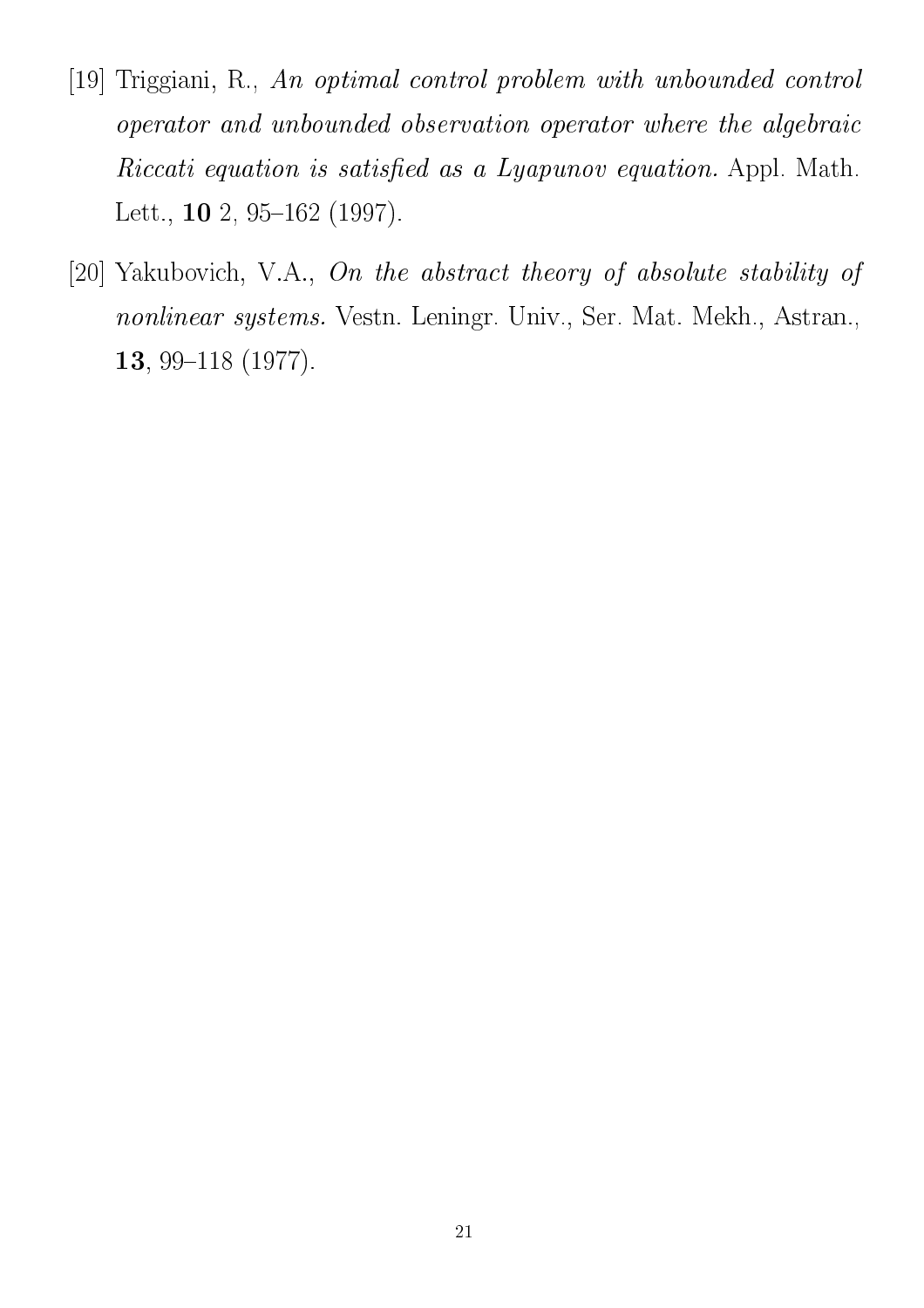[19] Triggiani, R., *An optimal control problem with unbounded control operator and unbounded observation operator where the algebraic Riccati equation is satisfied as a Lyapunov equation.* Appl. Math. Lett., **10** 2, 95–162 (1997).

[20] Yakubovich, V.A., *On the abstract theory of absolute stability of nonlinear systems.* Vestn. Leningr. Univ., Ser. Mat. Mekh., Astran., **13**, 99–118 (1977).